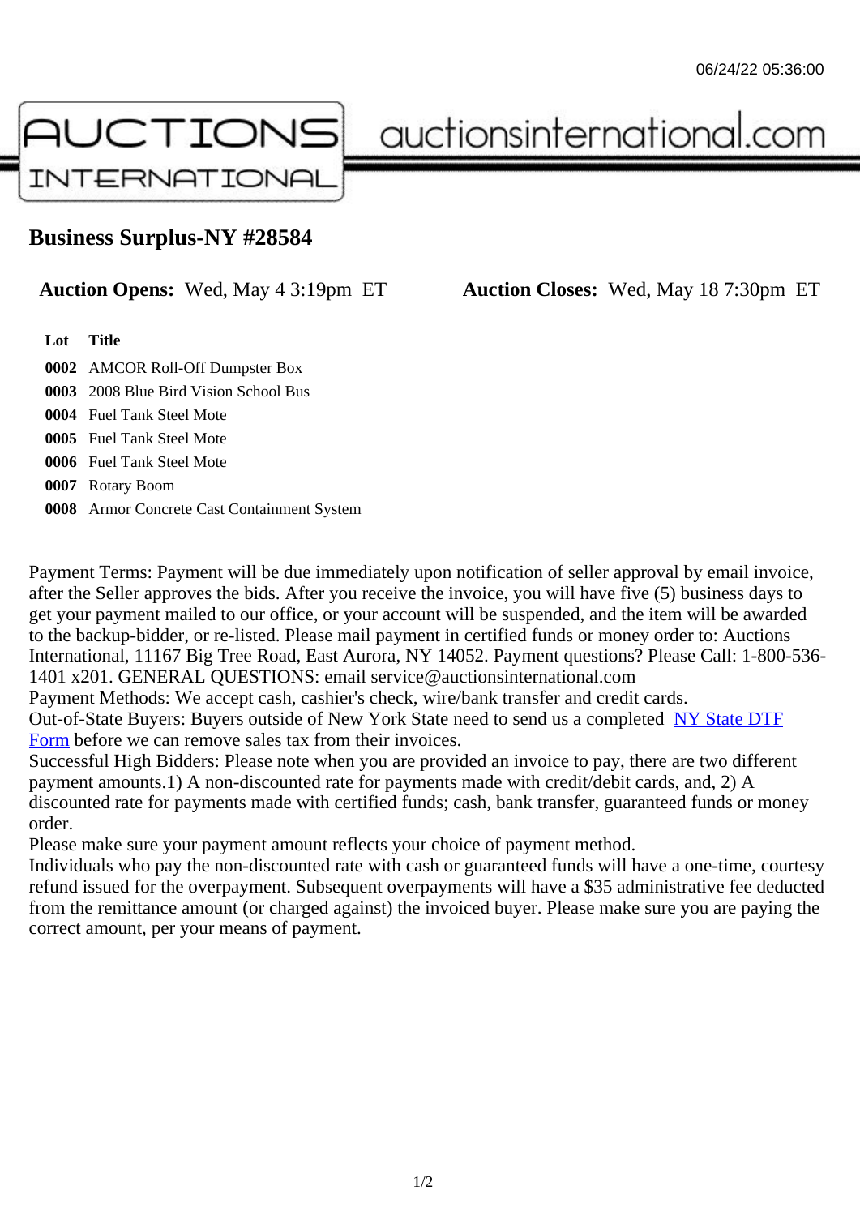# Business Surplus-NY #28584

**Auction Opens:** Wed, May 4 3:19pm ET **Auction Closes:** Wed, May 18 7:30pm ET

| Lot | Title |
|---|---|
| 0002 | AMCOR Roll-Off Dumpster Box |
| 0003 | 2008 Blue Bird Vision School Bus |
| 0004 | Fuel Tank Steel Mote |
| 0005 | Fuel Tank Steel Mote |
| 0006 | Fuel Tank Steel Mote |
| 0007 | Rotary Boom |
| 0008 | Armor Concrete Cast Containment System |

Payment Terms: Payment will be due immediately upon notification of seller approval by email invoice, after the Seller approves the bids. After you receive the invoice, you will have five (5) business days to get your payment mailed to our office, or your account will be suspended, and the item will be awarded to the backup-bidder, or re-listed. Please mail payment in certified funds or money order to: Auctions International, 11167 Big Tree Road, East Aurora, NY 14052. Payment questions? Please Call: 1-800-536-1401 x201. GENERAL QUESTIONS: email service@auctionsinternational.com
Payment Methods: We accept cash, cashier's check, wire/bank transfer and credit cards.
Out-of-State Buyers: Buyers outside of New York State need to send us a completed NY State DTF Form before we can remove sales tax from their invoices.
Successful High Bidders: Please note when you are provided an invoice to pay, there are two different payment amounts.1) A non-discounted rate for payments made with credit/debit cards, and, 2) A discounted rate for payments made with certified funds; cash, bank transfer, guaranteed funds or money order.
Please make sure your payment amount reflects your choice of payment method.
Individuals who pay the non-discounted rate with cash or guaranteed funds will have a one-time, courtesy refund issued for the overpayment. Subsequent overpayments will have a $35 administrative fee deducted from the remittance amount (or charged against) the invoiced buyer. Please make sure you are paying the correct amount, per your means of payment.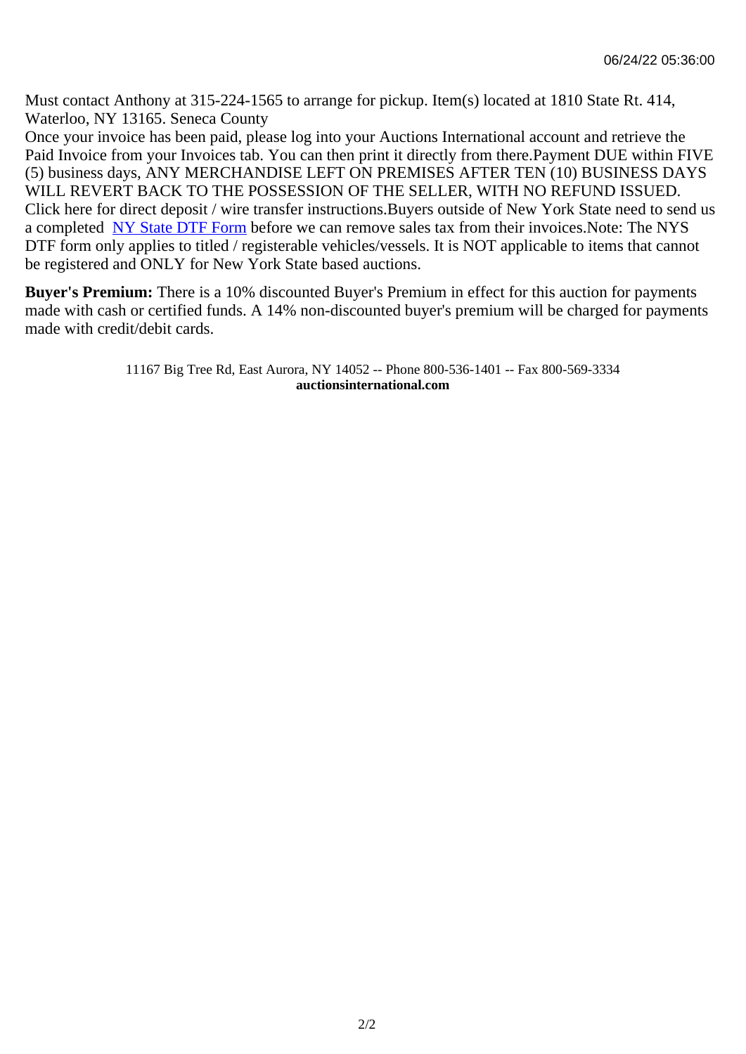Must contact Anthony at 315-224-1565 to arrange for pickup. Item(s) located at 1810 State Rt. 414, Waterloo, NY 13165. Seneca County

Once your invoice has been paid, please log into your Auctions International account and retrieve the Paid Invoice from your Invoices tab. You can then print it directly from there.Payment DUE within FIVE (5) business days, ANY MERCHANDISE LEFT ON PREMISES AFTER TEN (10) BUSINESS DAYS WILL REVERT BACK TO THE POSSESSION OF THE SELLER, WITH NO REFUND ISSUED. Click here for direct deposit / wire transfer instructions.Buyers outside of New York State need to send us a completed NY State DTF Form before we can remove sales tax from their invoices.Note: The NYS DTF form only applies to titled / registerable vehicles/vessels. It is NOT applicable to items that cannot be registered and ONLY for New York State based auctions.

**Buyer's Premium:** There is a 10% discounted Buyer's Premium in effect for this auction for payments made with cash or certified funds. A 14% non-discounted buyer's premium will be charged for payments made with credit/debit cards.

11167 Big Tree Rd, East Aurora, NY 14052 -- Phone 800-536-1401 -- Fax 800-569-3334
**auctionsinternational.com**